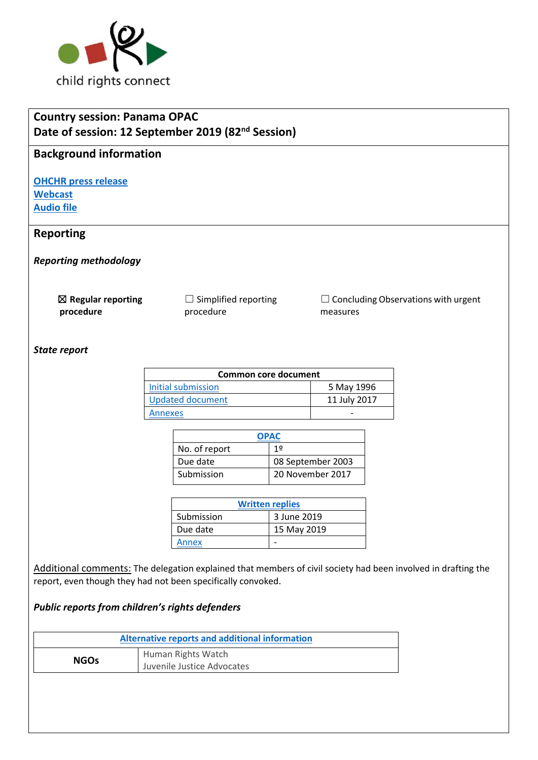child rights connect

**Country session: Panama OPAC**
**Date of session: 12 September 2019 (82nd Session)**

## Background information

**OHCHR press release**
**Webcast**
**Audio file**

## Reporting

***Reporting methodology***

☒ **Regular reporting procedure** ☐ Simplified reporting procedure ☐ Concluding Observations with urgent measures

***State report***

| Common core document | |
|---|---|
| Initial submission | 5 May 1996 |
| Updated document | 11 July 2017 |
| Annexes | - |

| OPAC | |
|---|---|
| No. of report | 1º |
| Due date | 08 September 2003 |
| Submission | 20 November 2017 |

| Written replies | |
|---|---|
| Submission | 3 June 2019 |
| Due date | 15 May 2019 |
| Annex | - |

Additional comments: The delegation explained that members of civil society had been involved in drafting the report, even though they had not been specifically convoked.

***Public reports from children's rights defenders***

| Alternative reports and additional information | |
|---|---|
| **NGOs** | Human Rights Watch<br>Juvenile Justice Advocates |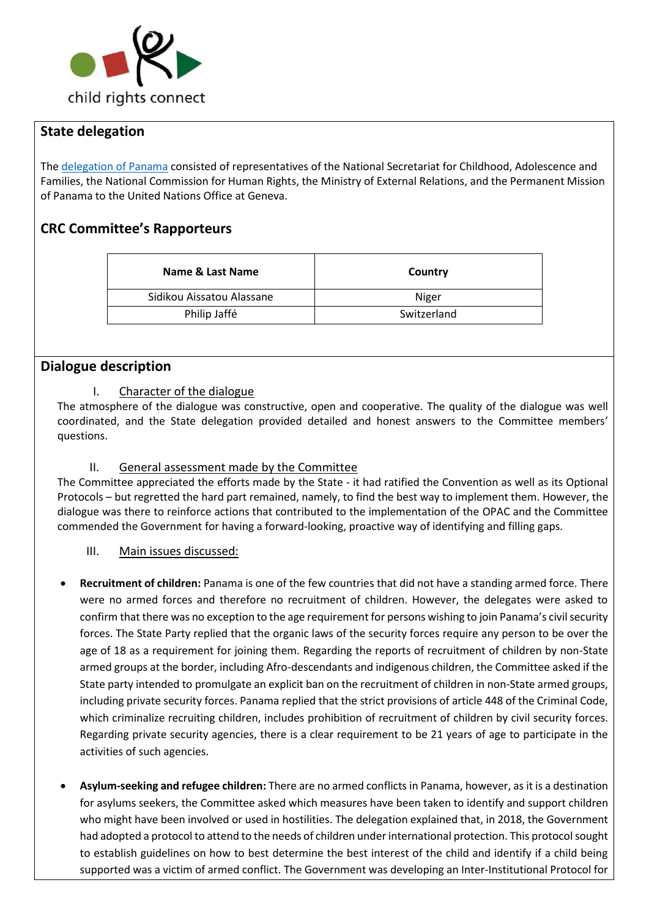## State delegation

The [delegation of Panama] consisted of representatives of the National Secretariat for Childhood, Adolescence and Families, the National Commission for Human Rights, the Ministry of External Relations, and the Permanent Mission of Panama to the United Nations Office at Geneva.

## CRC Committee's Rapporteurs

| Name & Last Name | Country |
|---|---|
| Sidikou Aissatou Alassane | Niger |
| Philip Jaffé | Switzerland |

## Dialogue description

### I. Character of the dialogue

The atmosphere of the dialogue was constructive, open and cooperative. The quality of the dialogue was well coordinated, and the State delegation provided detailed and honest answers to the Committee members' questions.

### II. General assessment made by the Committee

The Committee appreciated the efforts made by the State - it had ratified the Convention as well as its Optional Protocols – but regretted the hard part remained, namely, to find the best way to implement them. However, the dialogue was there to reinforce actions that contributed to the implementation of the OPAC and the Committee commended the Government for having a forward-looking, proactive way of identifying and filling gaps.

### III. Main issues discussed:

- **Recruitment of children:** Panama is one of the few countries that did not have a standing armed force. There were no armed forces and therefore no recruitment of children. However, the delegates were asked to confirm that there was no exception to the age requirement for persons wishing to join Panama's civil security forces. The State Party replied that the organic laws of the security forces require any person to be over the age of 18 as a requirement for joining them. Regarding the reports of recruitment of children by non-State armed groups at the border, including Afro-descendants and indigenous children, the Committee asked if the State party intended to promulgate an explicit ban on the recruitment of children in non-State armed groups, including private security forces. Panama replied that the strict provisions of article 448 of the Criminal Code, which criminalize recruiting children, includes prohibition of recruitment of children by civil security forces. Regarding private security agencies, there is a clear requirement to be 21 years of age to participate in the activities of such agencies.

- **Asylum-seeking and refugee children:** There are no armed conflicts in Panama, however, as it is a destination for asylums seekers, the Committee asked which measures have been taken to identify and support children who might have been involved or used in hostilities. The delegation explained that, in 2018, the Government had adopted a protocol to attend to the needs of children under international protection. This protocol sought to establish guidelines on how to best determine the best interest of the child and identify if a child being supported was a victim of armed conflict. The Government was developing an Inter-Institutional Protocol for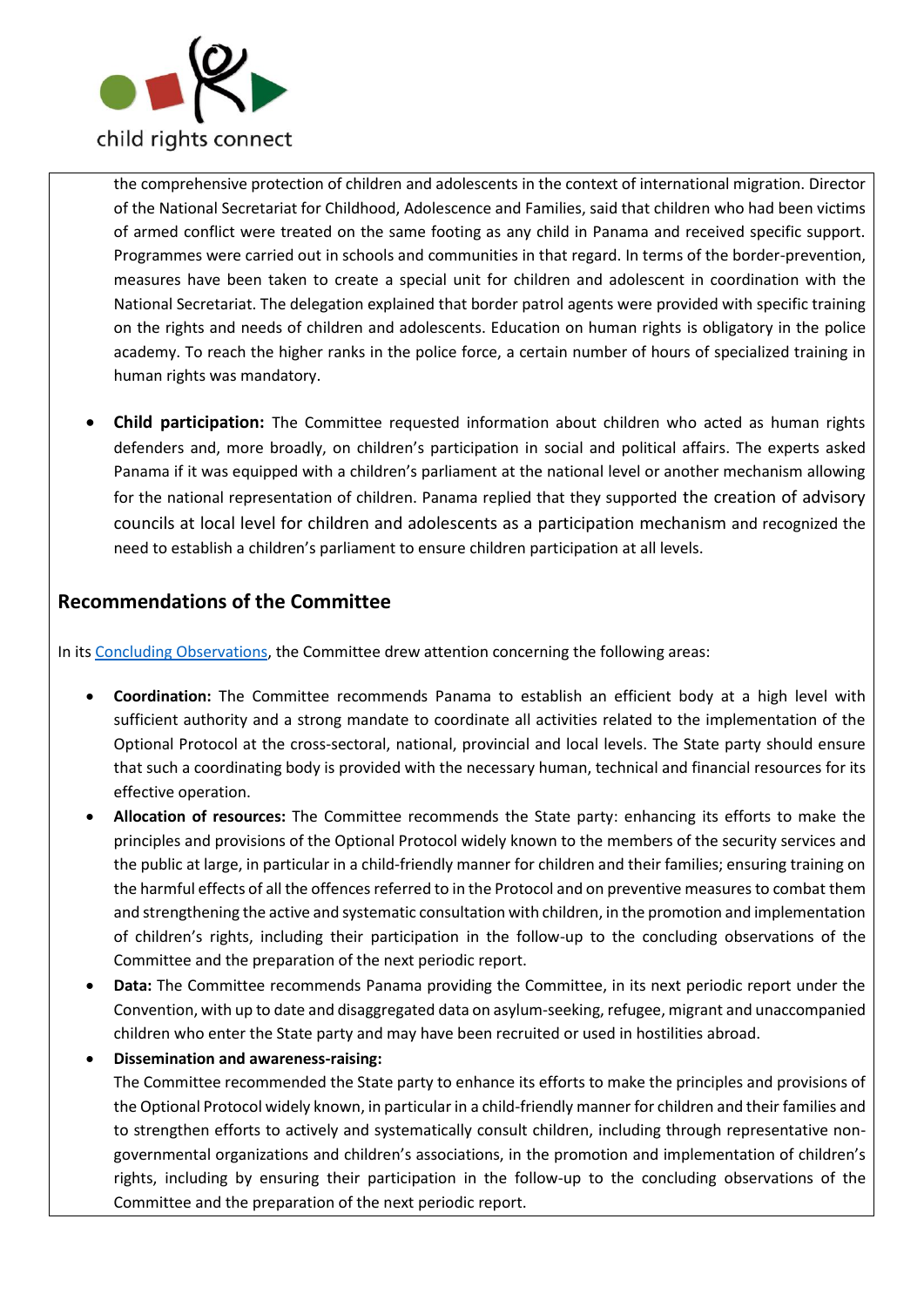the comprehensive protection of children and adolescents in the context of international migration. Director of the National Secretariat for Childhood, Adolescence and Families, said that children who had been victims of armed conflict were treated on the same footing as any child in Panama and received specific support. Programmes were carried out in schools and communities in that regard. In terms of the border-prevention, measures have been taken to create a special unit for children and adolescent in coordination with the National Secretariat. The delegation explained that border patrol agents were provided with specific training on the rights and needs of children and adolescents. Education on human rights is obligatory in the police academy. To reach the higher ranks in the police force, a certain number of hours of specialized training in human rights was mandatory.

- **Child participation:** The Committee requested information about children who acted as human rights defenders and, more broadly, on children's participation in social and political affairs. The experts asked Panama if it was equipped with a children's parliament at the national level or another mechanism allowing for the national representation of children. Panama replied that they supported the creation of advisory councils at local level for children and adolescents as a participation mechanism and recognized the need to establish a children's parliament to ensure children participation at all levels.

## Recommendations of the Committee

In its Concluding Observations, the Committee drew attention concerning the following areas:

- **Coordination:** The Committee recommends Panama to establish an efficient body at a high level with sufficient authority and a strong mandate to coordinate all activities related to the implementation of the Optional Protocol at the cross-sectoral, national, provincial and local levels. The State party should ensure that such a coordinating body is provided with the necessary human, technical and financial resources for its effective operation.
- **Allocation of resources:** The Committee recommends the State party: enhancing its efforts to make the principles and provisions of the Optional Protocol widely known to the members of the security services and the public at large, in particular in a child-friendly manner for children and their families; ensuring training on the harmful effects of all the offences referred to in the Protocol and on preventive measures to combat them and strengthening the active and systematic consultation with children, in the promotion and implementation of children's rights, including their participation in the follow-up to the concluding observations of the Committee and the preparation of the next periodic report.
- **Data:** The Committee recommends Panama providing the Committee, in its next periodic report under the Convention, with up to date and disaggregated data on asylum-seeking, refugee, migrant and unaccompanied children who enter the State party and may have been recruited or used in hostilities abroad.
- **Dissemination and awareness-raising:**
  The Committee recommended the State party to enhance its efforts to make the principles and provisions of the Optional Protocol widely known, in particular in a child-friendly manner for children and their families and to strengthen efforts to actively and systematically consult children, including through representative non-governmental organizations and children's associations, in the promotion and implementation of children's rights, including by ensuring their participation in the follow-up to the concluding observations of the Committee and the preparation of the next periodic report.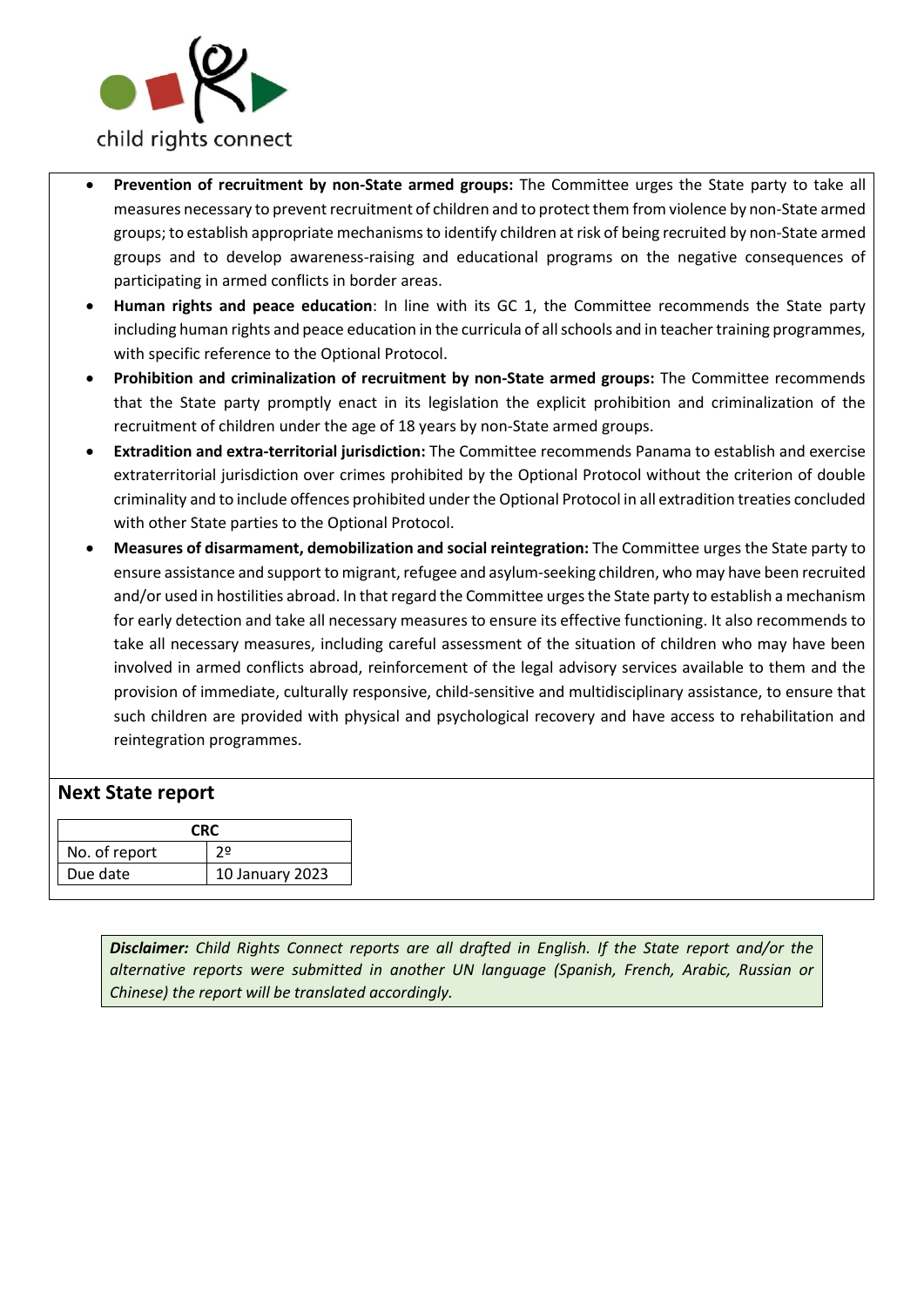- **Prevention of recruitment by non-State armed groups:** The Committee urges the State party to take all measures necessary to prevent recruitment of children and to protect them from violence by non-State armed groups; to establish appropriate mechanisms to identify children at risk of being recruited by non-State armed groups and to develop awareness-raising and educational programs on the negative consequences of participating in armed conflicts in border areas.
- **Human rights and peace education**: In line with its GC 1, the Committee recommends the State party including human rights and peace education in the curricula of all schools and in teacher training programmes, with specific reference to the Optional Protocol.
- **Prohibition and criminalization of recruitment by non-State armed groups:** The Committee recommends that the State party promptly enact in its legislation the explicit prohibition and criminalization of the recruitment of children under the age of 18 years by non-State armed groups.
- **Extradition and extra-territorial jurisdiction:** The Committee recommends Panama to establish and exercise extraterritorial jurisdiction over crimes prohibited by the Optional Protocol without the criterion of double criminality and to include offences prohibited under the Optional Protocol in all extradition treaties concluded with other State parties to the Optional Protocol.
- **Measures of disarmament, demobilization and social reintegration:** The Committee urges the State party to ensure assistance and support to migrant, refugee and asylum-seeking children, who may have been recruited and/or used in hostilities abroad. In that regard the Committee urges the State party to establish a mechanism for early detection and take all necessary measures to ensure its effective functioning. It also recommends to take all necessary measures, including careful assessment of the situation of children who may have been involved in armed conflicts abroad, reinforcement of the legal advisory services available to them and the provision of immediate, culturally responsive, child-sensitive and multidisciplinary assistance, to ensure that such children are provided with physical and psychological recovery and have access to rehabilitation and reintegration programmes.

## Next State report

| CRC | |
|---|---|
| No. of report | 2º |
| Due date | 10 January 2023 |

***Disclaimer:*** *Child Rights Connect reports are all drafted in English. If the State report and/or the alternative reports were submitted in another UN language (Spanish, French, Arabic, Russian or Chinese) the report will be translated accordingly.*